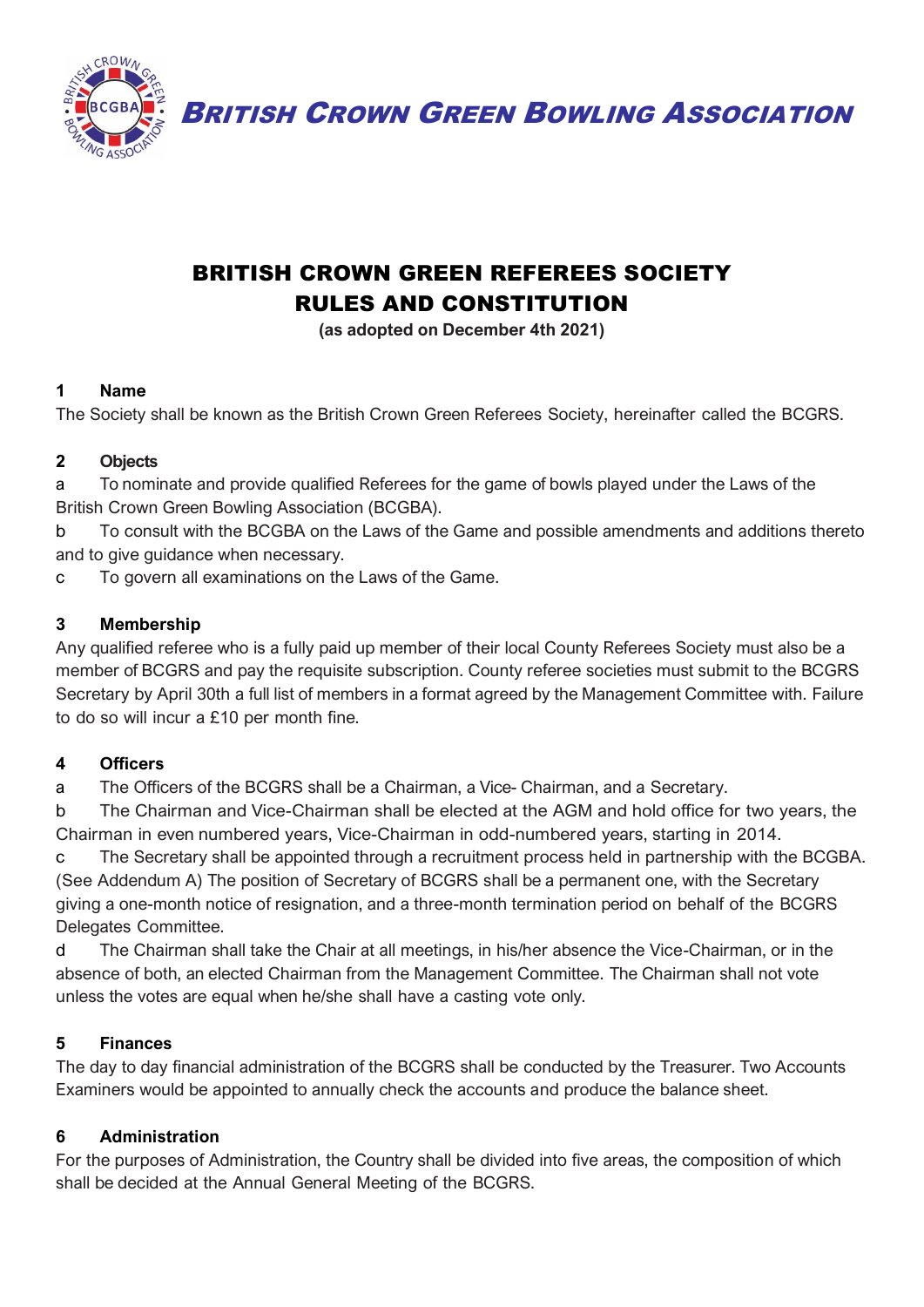**BRITISH CROWN GREEN BOWLING ASSOCIATION**

# BRITISH CROWN GREEN REFEREES SOCIETY RULES AND CONSTITUTION

**(as adopted on December 4th 2021)**

## 1 Name

The Society shall be known as the British Crown Green Referees Society, hereinafter called the BCGRS.

## 2 Objects

a To nominate and provide qualified Referees for the game of bowls played under the Laws of the British Crown Green Bowling Association (BCGBA).

b To consult with the BCGBA on the Laws of the Game and possible amendments and additions thereto and to give guidance when necessary.

c To govern all examinations on the Laws of the Game.

## 3 Membership

Any qualified referee who is a fully paid up member of their local County Referees Society must also be a member of BCGRS and pay the requisite subscription. County referee societies must submit to the BCGRS Secretary by April 30th a full list of members in a format agreed by the Management Committee with. Failure to do so will incur a £10 per month fine.

## 4 Officers

a The Officers of the BCGRS shall be a Chairman, a Vice- Chairman, and a Secretary.

b The Chairman and Vice-Chairman shall be elected at the AGM and hold office for two years, the Chairman in even numbered years, Vice-Chairman in odd-numbered years, starting in 2014.

c The Secretary shall be appointed through a recruitment process held in partnership with the BCGBA. (See Addendum A) The position of Secretary of BCGRS shall be a permanent one, with the Secretary giving a one-month notice of resignation, and a three-month termination period on behalf of the BCGRS Delegates Committee.

d The Chairman shall take the Chair at all meetings, in his/her absence the Vice-Chairman, or in the absence of both, an elected Chairman from the Management Committee. The Chairman shall not vote unless the votes are equal when he/she shall have a casting vote only.

## 5 Finances

The day to day financial administration of the BCGRS shall be conducted by the Treasurer. Two Accounts Examiners would be appointed to annually check the accounts and produce the balance sheet.

## 6 Administration

For the purposes of Administration, the Country shall be divided into five areas, the composition of which shall be decided at the Annual General Meeting of the BCGRS.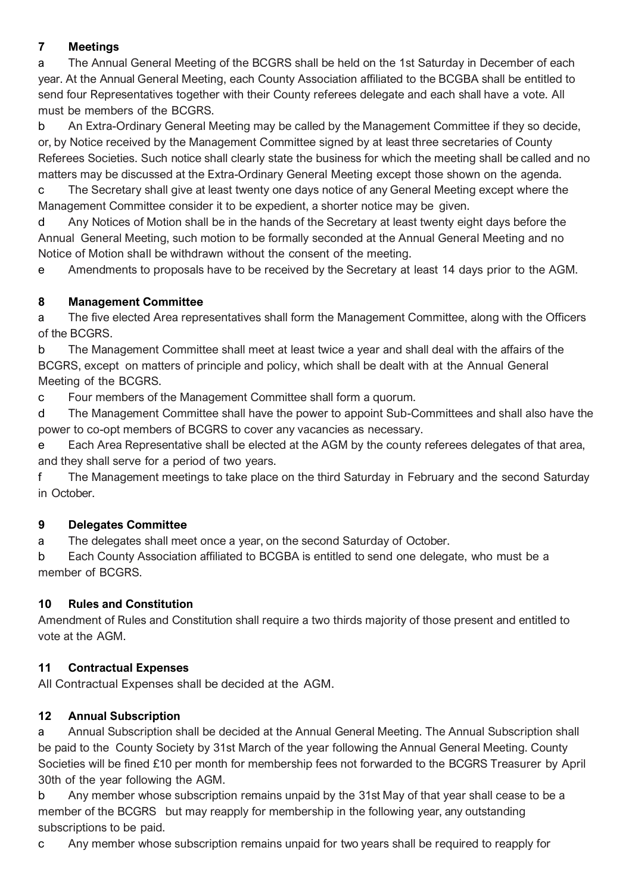## 7 Meetings

a The Annual General Meeting of the BCGRS shall be held on the 1st Saturday in December of each year. At the Annual General Meeting, each County Association affiliated to the BCGBA shall be entitled to send four Representatives together with their County referees delegate and each shall have a vote. All must be members of the BCGRS.

b An Extra-Ordinary General Meeting may be called by the Management Committee if they so decide, or, by Notice received by the Management Committee signed by at least three secretaries of County Referees Societies. Such notice shall clearly state the business for which the meeting shall be called and no matters may be discussed at the Extra-Ordinary General Meeting except those shown on the agenda.

c The Secretary shall give at least twenty one days notice of any General Meeting except where the Management Committee consider it to be expedient, a shorter notice may be given.

d Any Notices of Motion shall be in the hands of the Secretary at least twenty eight days before the Annual General Meeting, such motion to be formally seconded at the Annual General Meeting and no Notice of Motion shall be withdrawn without the consent of the meeting.

e Amendments to proposals have to be received by the Secretary at least 14 days prior to the AGM.

## 8 Management Committee

a The five elected Area representatives shall form the Management Committee, along with the Officers of the BCGRS.

b The Management Committee shall meet at least twice a year and shall deal with the affairs of the BCGRS, except on matters of principle and policy, which shall be dealt with at the Annual General Meeting of the BCGRS.

c Four members of the Management Committee shall form a quorum.

d The Management Committee shall have the power to appoint Sub-Committees and shall also have the power to co-opt members of BCGRS to cover any vacancies as necessary.

e Each Area Representative shall be elected at the AGM by the county referees delegates of that area, and they shall serve for a period of two years.

f The Management meetings to take place on the third Saturday in February and the second Saturday in October.

## 9 Delegates Committee

a The delegates shall meet once a year, on the second Saturday of October.

b Each County Association affiliated to BCGBA is entitled to send one delegate, who must be a member of BCGRS.

## 10 Rules and Constitution

Amendment of Rules and Constitution shall require a two thirds majority of those present and entitled to vote at the AGM.

## 11 Contractual Expenses

All Contractual Expenses shall be decided at the AGM.

## 12 Annual Subscription

a Annual Subscription shall be decided at the Annual General Meeting. The Annual Subscription shall be paid to the County Society by 31st March of the year following the Annual General Meeting. County Societies will be fined £10 per month for membership fees not forwarded to the BCGRS Treasurer by April 30th of the year following the AGM.

b Any member whose subscription remains unpaid by the 31st May of that year shall cease to be a member of the BCGRS but may reapply for membership in the following year, any outstanding subscriptions to be paid.

c Any member whose subscription remains unpaid for two years shall be required to reapply for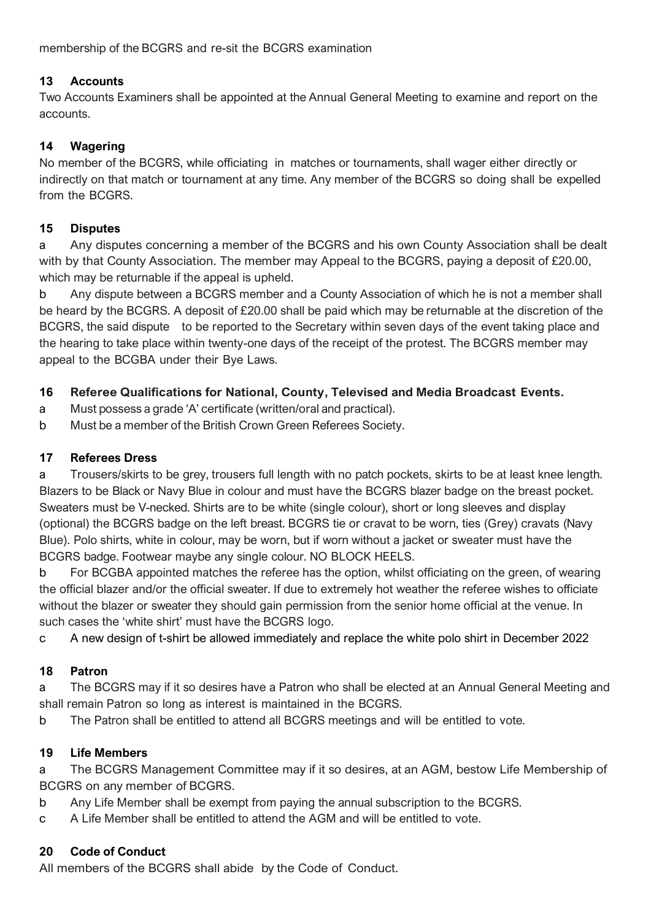membership of the BCGRS and re-sit the BCGRS examination

### 13 Accounts

Two Accounts Examiners shall be appointed at the Annual General Meeting to examine and report on the accounts.

### 14 Wagering

No member of the BCGRS, while officiating in matches or tournaments, shall wager either directly or indirectly on that match or tournament at any time. Any member of the BCGRS so doing shall be expelled from the BCGRS.

### 15 Disputes

a Any disputes concerning a member of the BCGRS and his own County Association shall be dealt with by that County Association. The member may Appeal to the BCGRS, paying a deposit of £20.00, which may be returnable if the appeal is upheld.

b Any dispute between a BCGRS member and a County Association of which he is not a member shall be heard by the BCGRS. A deposit of £20.00 shall be paid which may be returnable at the discretion of the BCGRS, the said dispute to be reported to the Secretary within seven days of the event taking place and the hearing to take place within twenty-one days of the receipt of the protest. The BCGRS member may appeal to the BCGBA under their Bye Laws.

### 16 Referee Qualifications for National, County, Televised and Media Broadcast Events.

a Must possess a grade 'A' certificate (written/oral and practical).

b Must be a member of the British Crown Green Referees Society.

### 17 Referees Dress

a Trousers/skirts to be grey, trousers full length with no patch pockets, skirts to be at least knee length. Blazers to be Black or Navy Blue in colour and must have the BCGRS blazer badge on the breast pocket. Sweaters must be V-necked. Shirts are to be white (single colour), short or long sleeves and display (optional) the BCGRS badge on the left breast. BCGRS tie or cravat to be worn, ties (Grey) cravats (Navy Blue). Polo shirts, white in colour, may be worn, but if worn without a jacket or sweater must have the BCGRS badge. Footwear maybe any single colour. NO BLOCK HEELS.

b For BCGBA appointed matches the referee has the option, whilst officiating on the green, of wearing the official blazer and/or the official sweater. If due to extremely hot weather the referee wishes to officiate without the blazer or sweater they should gain permission from the senior home official at the venue. In such cases the 'white shirt' must have the BCGRS logo.

c A new design of t-shirt be allowed immediately and replace the white polo shirt in December 2022

### 18 Patron

a The BCGRS may if it so desires have a Patron who shall be elected at an Annual General Meeting and shall remain Patron so long as interest is maintained in the BCGRS.

b The Patron shall be entitled to attend all BCGRS meetings and will be entitled to vote.

### 19 Life Members

a The BCGRS Management Committee may if it so desires, at an AGM, bestow Life Membership of BCGRS on any member of BCGRS.

b Any Life Member shall be exempt from paying the annual subscription to the BCGRS.

c A Life Member shall be entitled to attend the AGM and will be entitled to vote.

### 20 Code of Conduct

All members of the BCGRS shall abide by the Code of Conduct.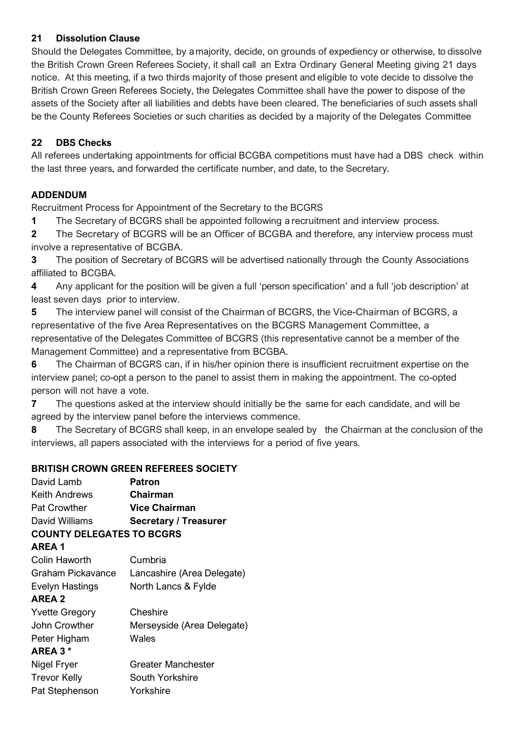### 21 Dissolution Clause

Should the Delegates Committee, by a majority, decide, on grounds of expediency or otherwise, to dissolve the British Crown Green Referees Society, it shall call an Extra Ordinary General Meeting giving 21 days notice. At this meeting, if a two thirds majority of those present and eligible to vote decide to dissolve the British Crown Green Referees Society, the Delegates Committee shall have the power to dispose of the assets of the Society after all liabilities and debts have been cleared. The beneficiaries of such assets shall be the County Referees Societies or such charities as decided by a majority of the Delegates Committee

### 22 DBS Checks

All referees undertaking appointments for official BCGBA competitions must have had a DBS check within the last three years, and forwarded the certificate number, and date, to the Secretary.

### ADDENDUM

Recruitment Process for Appointment of the Secretary to the BCGRS

**1** The Secretary of BCGRS shall be appointed following a recruitment and interview process.

**2** The Secretary of BCGRS will be an Officer of BCGBA and therefore, any interview process must involve a representative of BCGBA.

**3** The position of Secretary of BCGRS will be advertised nationally through the County Associations affiliated to BCGBA.

**4** Any applicant for the position will be given a full 'person specification' and a full 'job description' at least seven days prior to interview.

**5** The interview panel will consist of the Chairman of BCGRS, the Vice-Chairman of BCGRS, a representative of the five Area Representatives on the BCGRS Management Committee, a representative of the Delegates Committee of BCGRS (this representative cannot be a member of the Management Committee) and a representative from BCGBA.

**6** The Chairman of BCGRS can, if in his/her opinion there is insufficient recruitment expertise on the interview panel; co-opt a person to the panel to assist them in making the appointment. The co-opted person will not have a vote.

**7** The questions asked at the interview should initially be the same for each candidate, and will be agreed by the interview panel before the interviews commence.

**8** The Secretary of BCGRS shall keep, in an envelope sealed by the Chairman at the conclusion of the interviews, all papers associated with the interviews for a period of five years.

### BRITISH CROWN GREEN REFEREES SOCIETY

| | |
|---|---|
| David Lamb | **Patron** |
| Keith Andrews | **Chairman** |
| Pat Crowther | **Vice Chairman** |
| David Williams | **Secretary / Treasurer** |

### COUNTY DELEGATES TO BCGRS

**AREA 1**

| | |
|---|---|
| Colin Haworth | Cumbria |
| Graham Pickavance | Lancashire (Area Delegate) |
| Evelyn Hastings | North Lancs & Fylde |

**AREA 2**

| | |
|---|---|
| Yvette Gregory | Cheshire |
| John Crowther | Merseyside (Area Delegate) |
| Peter Higham | Wales |

**AREA 3 \***

| | |
|---|---|
| Nigel Fryer | Greater Manchester |
| Trevor Kelly | South Yorkshire |
| Pat Stephenson | Yorkshire |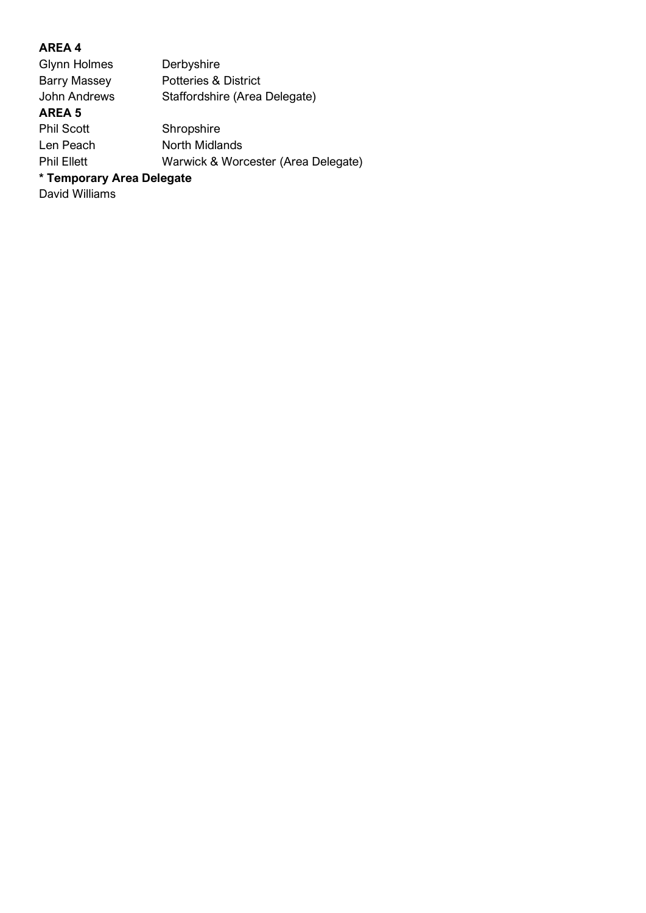**AREA 4**

| | |
|---|---|
| Glynn Holmes | Derbyshire |
| Barry Massey | Potteries & District |
| John Andrews | Staffordshire (Area Delegate) |

**AREA 5**

| | |
|---|---|
| Phil Scott | Shropshire |
| Len Peach | North Midlands |
| Phil Ellett | Warwick & Worcester (Area Delegate) |

**\* Temporary Area Delegate**

David Williams